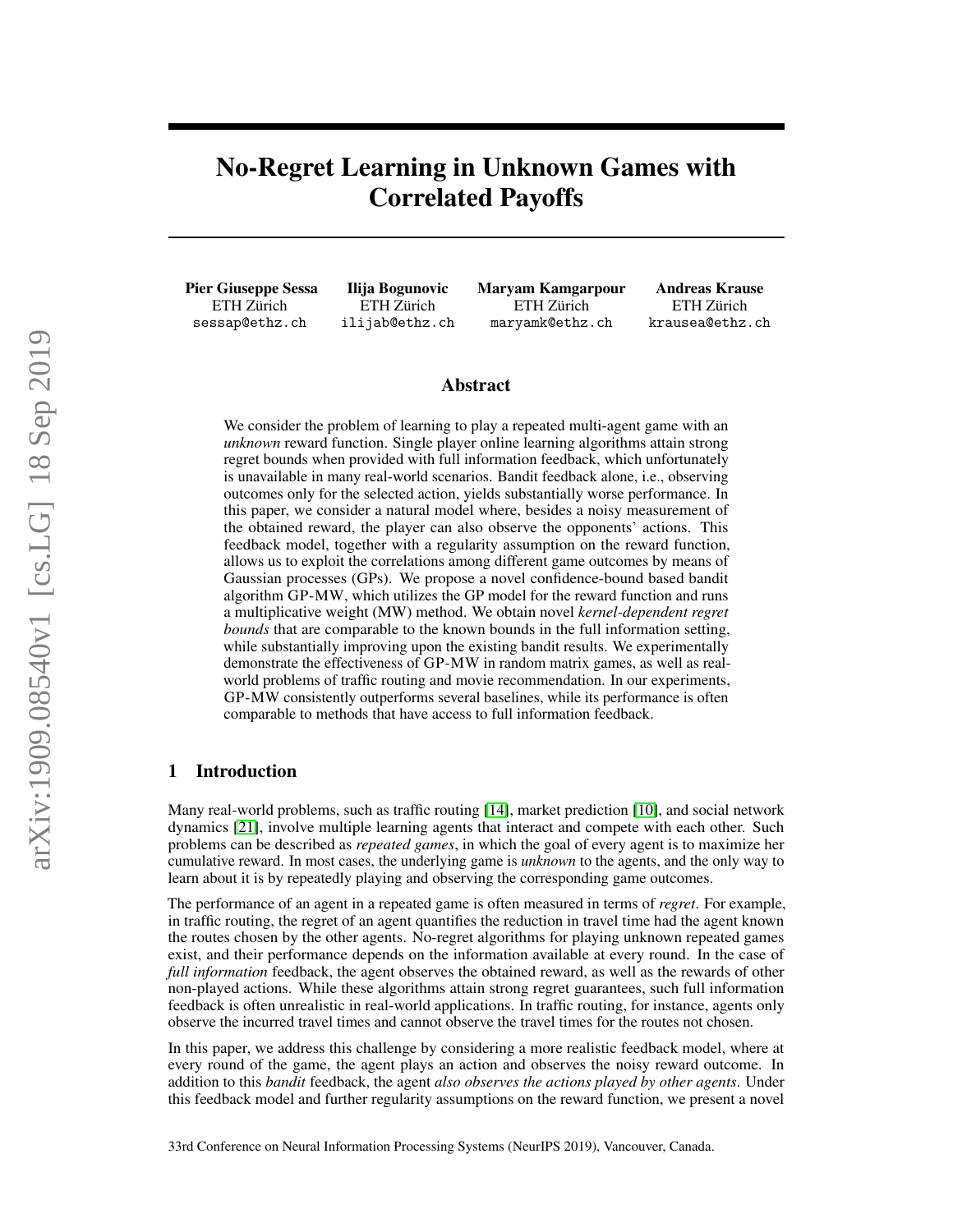# No-Regret Learning in Unknown Games with Correlated Payoffs

**Pier Giuseppe Sessa**
ETH Zürich
sessap@ethz.ch

**Ilija Bogunovic**
ETH Zürich
ilijab@ethz.ch

**Maryam Kamgarpour**
ETH Zürich
maryamk@ethz.ch

**Andreas Krause**
ETH Zürich
krausea@ethz.ch

## Abstract

We consider the problem of learning to play a repeated multi-agent game with an *unknown* reward function. Single player online learning algorithms attain strong regret bounds when provided with full information feedback, which unfortunately is unavailable in many real-world scenarios. Bandit feedback alone, i.e., observing outcomes only for the selected action, yields substantially worse performance. In this paper, we consider a natural model where, besides a noisy measurement of the obtained reward, the player can also observe the opponents' actions. This feedback model, together with a regularity assumption on the reward function, allows us to exploit the correlations among different game outcomes by means of Gaussian processes (GPs). We propose a novel confidence-bound based bandit algorithm GP-MW, which utilizes the GP model for the reward function and runs a multiplicative weight (MW) method. We obtain novel *kernel-dependent regret bounds* that are comparable to the known bounds in the full information setting, while substantially improving upon the existing bandit results. We experimentally demonstrate the effectiveness of GP-MW in random matrix games, as well as real-world problems of traffic routing and movie recommendation. In our experiments, GP-MW consistently outperforms several baselines, while its performance is often comparable to methods that have access to full information feedback.

## 1 Introduction

Many real-world problems, such as traffic routing [14], market prediction [10], and social network dynamics [21], involve multiple learning agents that interact and compete with each other. Such problems can be described as *repeated games*, in which the goal of every agent is to maximize her cumulative reward. In most cases, the underlying game is *unknown* to the agents, and the only way to learn about it is by repeatedly playing and observing the corresponding game outcomes.

The performance of an agent in a repeated game is often measured in terms of *regret*. For example, in traffic routing, the regret of an agent quantifies the reduction in travel time had the agent known the routes chosen by the other agents. No-regret algorithms for playing unknown repeated games exist, and their performance depends on the information available at every round. In the case of *full information* feedback, the agent observes the obtained reward, as well as the rewards of other non-played actions. While these algorithms attain strong regret guarantees, such full information feedback is often unrealistic in real-world applications. In traffic routing, for instance, agents only observe the incurred travel times and cannot observe the travel times for the routes not chosen.

In this paper, we address this challenge by considering a more realistic feedback model, where at every round of the game, the agent plays an action and observes the noisy reward outcome. In addition to this *bandit* feedback, the agent *also observes the actions played by other agents*. Under this feedback model and further regularity assumptions on the reward function, we present a novel

33rd Conference on Neural Information Processing Systems (NeurIPS 2019), Vancouver, Canada.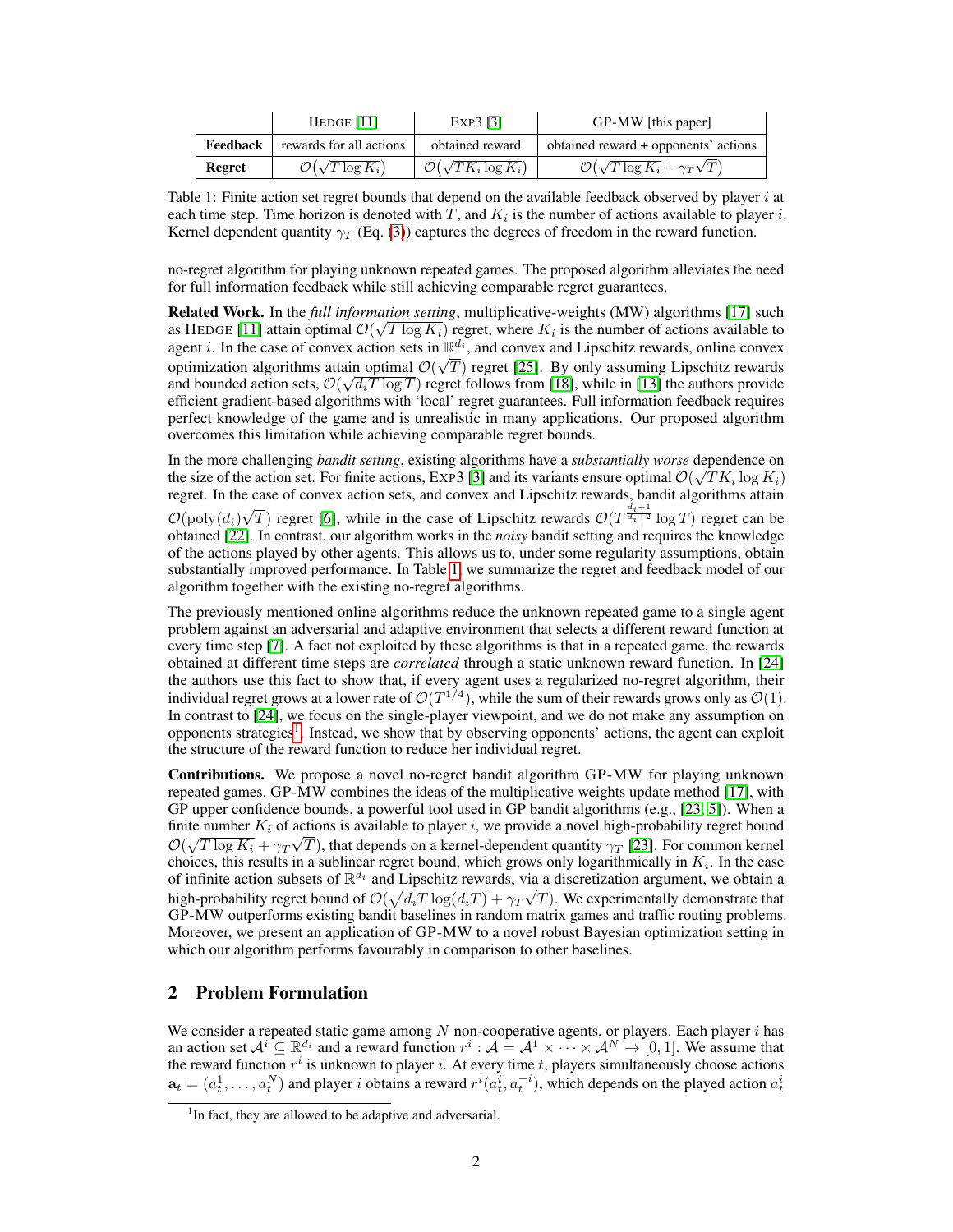| | HEDGE [11] | EXP3 [3] | GP-MW [this paper] |
|---|---|---|---|
| **Feedback** | rewards for all actions | obtained reward | obtained reward + opponents' actions |
| **Regret** | $\mathcal{O}(\sqrt{T \log K_i})$ | $\mathcal{O}(\sqrt{TK_i \log K_i})$ | $\mathcal{O}(\sqrt{T \log K_i} + \gamma_T\sqrt{T})$ |

Table 1: Finite action set regret bounds that depend on the available feedback observed by player $i$ at each time step. Time horizon is denoted with $T$, and $K_i$ is the number of actions available to player $i$. Kernel dependent quantity $\gamma_T$ (Eq. (3)) captures the degrees of freedom in the reward function.

no-regret algorithm for playing unknown repeated games. The proposed algorithm alleviates the need for full information feedback while still achieving comparable regret guarantees.

**Related Work.** In the *full information setting*, multiplicative-weights (MW) algorithms [17] such as HEDGE [11] attain optimal $\mathcal{O}(\sqrt{T \log K_i})$ regret, where $K_i$ is the number of actions available to agent $i$. In the case of convex action sets in $\mathbb{R}^{d_i}$, and convex and Lipschitz rewards, online convex optimization algorithms attain optimal $\mathcal{O}(\sqrt{T})$ regret [25]. By only assuming Lipschitz rewards and bounded action sets, $\mathcal{O}(\sqrt{d_i T \log T})$ regret follows from [18], while in [13] the authors provide efficient gradient-based algorithms with 'local' regret guarantees. Full information feedback requires perfect knowledge of the game and is unrealistic in many applications. Our proposed algorithm overcomes this limitation while achieving comparable regret bounds.

In the more challenging *bandit setting*, existing algorithms have a *substantially worse* dependence on the size of the action set. For finite actions, EXP3 [3] and its variants ensure optimal $\mathcal{O}(\sqrt{TK_i \log K_i})$ regret. In the case of convex action sets, and convex and Lipschitz rewards, bandit algorithms attain $\mathcal{O}(\text{poly}(d_i)\sqrt{T})$ regret [6], while in the case of Lipschitz rewards $\mathcal{O}(T^{\frac{d_i+1}{d_i+2}} \log T)$ regret can be obtained [22]. In contrast, our algorithm works in the *noisy* bandit setting and requires the knowledge of the actions played by other agents. This allows us to, under some regularity assumptions, obtain substantially improved performance. In Table 1, we summarize the regret and feedback model of our algorithm together with the existing no-regret algorithms.

The previously mentioned online algorithms reduce the unknown repeated game to a single agent problem against an adversarial and adaptive environment that selects a different reward function at every time step [7]. A fact not exploited by these algorithms is that in a repeated game, the rewards obtained at different time steps are *correlated* through a static unknown reward function. In [24] the authors use this fact to show that, if every agent uses a regularized no-regret algorithm, their individual regret grows at a lower rate of $\mathcal{O}(T^{1/4})$, while the sum of their rewards grows only as $\mathcal{O}(1)$. In contrast to [24], we focus on the single-player viewpoint, and we do not make any assumption on opponents strategies[1]. Instead, we show that by observing opponents' actions, the agent can exploit the structure of the reward function to reduce her individual regret.

**Contributions.** We propose a novel no-regret bandit algorithm GP-MW for playing unknown repeated games. GP-MW combines the ideas of the multiplicative weights update method [17], with GP upper confidence bounds, a powerful tool used in GP bandit algorithms (e.g., [23, 5]). When a finite number $K_i$ of actions is available to player $i$, we provide a novel high-probability regret bound $\mathcal{O}(\sqrt{T \log K_i} + \gamma_T\sqrt{T})$, that depends on a kernel-dependent quantity $\gamma_T$ [23]. For common kernel choices, this results in a sublinear regret bound, which grows only logarithmically in $K_i$. In the case of infinite action subsets of $\mathbb{R}^{d_i}$ and Lipschitz rewards, via a discretization argument, we obtain a high-probability regret bound of $\mathcal{O}(\sqrt{d_i T \log(d_i T)} + \gamma_T\sqrt{T})$. We experimentally demonstrate that GP-MW outperforms existing bandit baselines in random matrix games and traffic routing problems. Moreover, we present an application of GP-MW to a novel robust Bayesian optimization setting in which our algorithm performs favourably in comparison to other baselines.

## 2 Problem Formulation

We consider a repeated static game among $N$ non-cooperative agents, or players. Each player $i$ has an action set $\mathcal{A}^i \subseteq \mathbb{R}^{d_i}$ and a reward function $r^i : \mathcal{A} = \mathcal{A}^1 \times \cdots \times \mathcal{A}^N \to [0, 1]$. We assume that the reward function $r^i$ is unknown to player $i$. At every time $t$, players simultaneously choose actions $\mathbf{a}_t = (a_t^1, \ldots, a_t^N)$ and player $i$ obtains a reward $r^i(a_t^i, a_t^{-i})$, which depends on the played action $a_t^i$

[1] In fact, they are allowed to be adaptive and adversarial.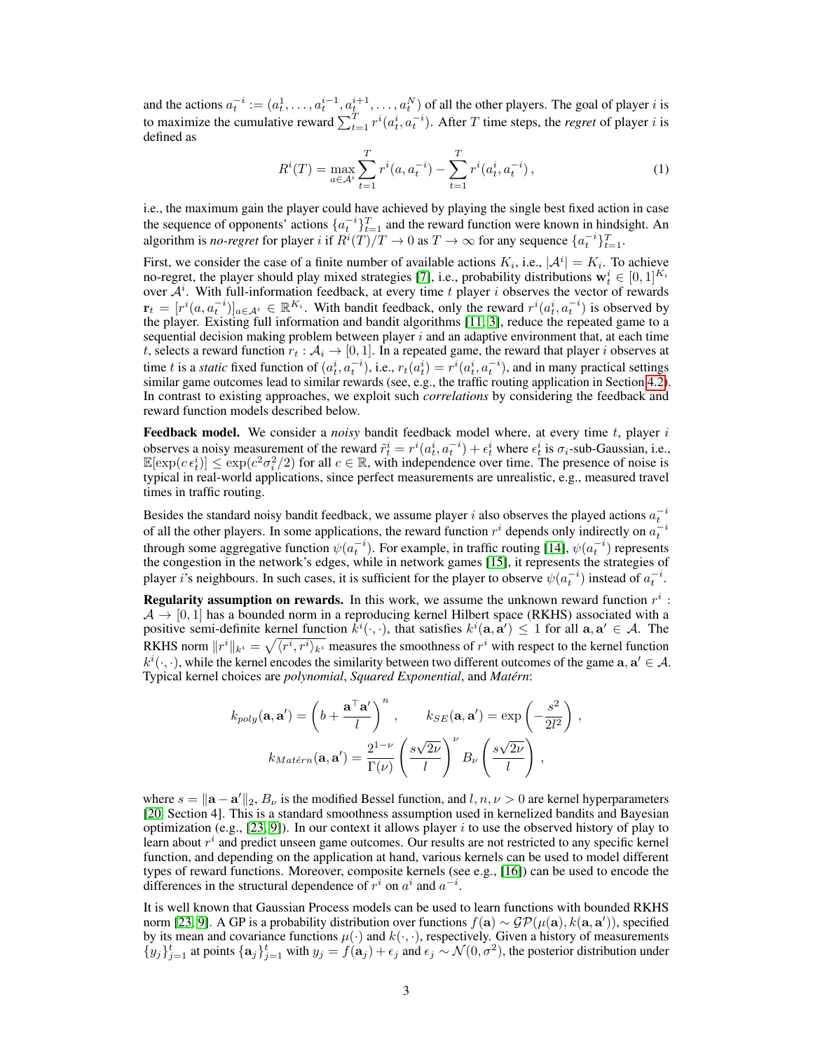and the actions $a_t^{-i} := (a_t^1, \ldots, a_t^{i-1}, a_t^{i+1}, \ldots, a_t^N)$ of all the other players. The goal of player $i$ is to maximize the cumulative reward $\sum_{t=1}^T r^i(a_t^i, a_t^{-i})$. After $T$ time steps, the *regret* of player $i$ is defined as

$$R^i(T) = \max_{a \in \mathcal{A}^i} \sum_{t=1}^T r^i(a, a_t^{-i}) - \sum_{t=1}^T r^i(a_t^i, a_t^{-i}) \,, \tag{1}$$

i.e., the maximum gain the player could have achieved by playing the single best fixed action in case the sequence of opponents' actions $\{a_t^{-i}\}_{t=1}^T$ and the reward function were known in hindsight. An algorithm is *no-regret* for player $i$ if $R^i(T)/T \to 0$ as $T \to \infty$ for any sequence $\{a_t^{-i}\}_{t=1}^T$.

First, we consider the case of a finite number of available actions $K_i$, i.e., $|\mathcal{A}^i| = K_i$. To achieve no-regret, the player should play mixed strategies [7], i.e., probability distributions $\mathbf{w}_t^i \in [0,1]^{K_i}$ over $\mathcal{A}^i$. With full-information feedback, at every time $t$ player $i$ observes the vector of rewards $\mathbf{r}_t = [r^i(a, a_t^{-i})]_{a \in \mathcal{A}^i} \in \mathbb{R}^{K_i}$. With bandit feedback, only the reward $r^i(a_t^i, a_t^{-i})$ is observed by the player. Existing full information and bandit algorithms [11, 3], reduce the repeated game to a sequential decision making problem between player $i$ and an adaptive environment that, at each time $t$, selects a reward function $r_t : \mathcal{A}_i \to [0,1]$. In a repeated game, the reward that player $i$ observes at time $t$ is a *static* fixed function of $(a_t^i, a_t^{-i})$, i.e., $r_t(a_t^i) = r^i(a_t^i, a_t^{-i})$, and in many practical settings similar game outcomes lead to similar rewards (see, e.g., the traffic routing application in Section 4.2). In contrast to existing approaches, we exploit such *correlations* by considering the feedback and reward function models described below.

**Feedback model.** We consider a *noisy* bandit feedback model where, at every time $t$, player $i$ observes a noisy measurement of the reward $\tilde{r}_t^i = r^i(a_t^i, a_t^{-i}) + \epsilon_t^i$ where $\epsilon_t^i$ is $\sigma_i$-sub-Gaussian, i.e., $\mathbb{E}[\exp(c\,\epsilon_t^i)] \le \exp(c^2\sigma_i^2/2)$ for all $c \in \mathbb{R}$, with independence over time. The presence of noise is typical in real-world applications, since perfect measurements are unrealistic, e.g., measured travel times in traffic routing.

Besides the standard noisy bandit feedback, we assume player $i$ also observes the played actions $a_t^{-i}$ of all the other players. In some applications, the reward function $r^i$ depends only indirectly on $a_t^{-i}$ through some aggregative function $\psi(a_t^{-i})$. For example, in traffic routing [14], $\psi(a_t^{-i})$ represents the congestion in the network's edges, while in network games [15], it represents the strategies of player $i$'s neighbours. In such cases, it is sufficient for the player to observe $\psi(a_t^{-i})$ instead of $a_t^{-i}$.

**Regularity assumption on rewards.** In this work, we assume the unknown reward function $r^i : \mathcal{A} \to [0,1]$ has a bounded norm in a reproducing kernel Hilbert space (RKHS) associated with a positive semi-definite kernel function $k^i(\cdot,\cdot)$, that satisfies $k^i(\mathbf{a}, \mathbf{a}') \le 1$ for all $\mathbf{a}, \mathbf{a}' \in \mathcal{A}$. The RKHS norm $\|r^i\|_{k^i} = \sqrt{\langle r^i, r^i \rangle_{k^i}}$ measures the smoothness of $r^i$ with respect to the kernel function $k^i(\cdot,\cdot)$, while the kernel encodes the similarity between two different outcomes of the game $\mathbf{a}, \mathbf{a}' \in \mathcal{A}$. Typical kernel choices are *polynomial*, *Squared Exponential*, and *Matérn*:

$$k_{poly}(\mathbf{a}, \mathbf{a}') = \left(b + \frac{\mathbf{a}^\top \mathbf{a}'}{l}\right)^n \,, \qquad k_{SE}(\mathbf{a}, \mathbf{a}') = \exp\left(-\frac{s^2}{2l^2}\right) \,,$$

$$k_{Matérn}(\mathbf{a}, \mathbf{a}') = \frac{2^{1-\nu}}{\Gamma(\nu)} \left(\frac{s\sqrt{2\nu}}{l}\right)^\nu B_\nu\left(\frac{s\sqrt{2\nu}}{l}\right) \,,$$

where $s = \|\mathbf{a} - \mathbf{a}'\|_2$, $B_\nu$ is the modified Bessel function, and $l, n, \nu > 0$ are kernel hyperparameters [20, Section 4]. This is a standard smoothness assumption used in kernelized bandits and Bayesian optimization (e.g., [23, 9]). In our context it allows player $i$ to use the observed history of play to learn about $r^i$ and predict unseen game outcomes. Our results are not restricted to any specific kernel function, and depending on the application at hand, various kernels can be used to model different types of reward functions. Moreover, composite kernels (see e.g., [16]) can be used to encode the differences in the structural dependence of $r^i$ on $a^i$ and $a^{-i}$.

It is well known that Gaussian Process models can be used to learn functions with bounded RKHS norm [23, 9]. A GP is a probability distribution over functions $f(\mathbf{a}) \sim \mathcal{GP}(\mu(\mathbf{a}), k(\mathbf{a}, \mathbf{a}'))$, specified by its mean and covariance functions $\mu(\cdot)$ and $k(\cdot,\cdot)$, respectively. Given a history of measurements $\{y_j\}_{j=1}^t$ at points $\{\mathbf{a}_j\}_{j=1}^t$ with $y_j = f(\mathbf{a}_j) + \epsilon_j$ and $\epsilon_j \sim \mathcal{N}(0, \sigma^2)$, the posterior distribution under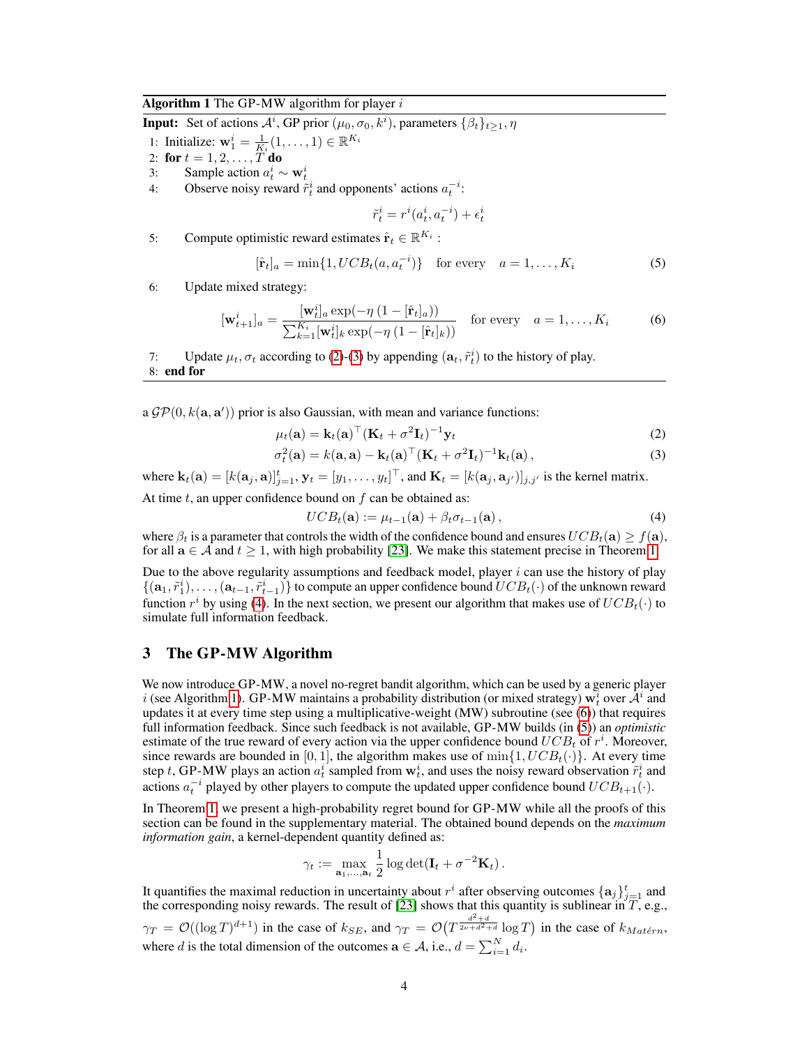**Algorithm 1** The GP-MW algorithm for player $i$

**Input:** Set of actions $\mathcal{A}^i$, GP prior $(\mu_0, \sigma_0, k^i)$, parameters $\{\beta_t\}_{t\geq 1}, \eta$

1: Initialize: $\mathbf{w}_1^i = \frac{1}{K_i}(1, \dots, 1) \in \mathbb{R}^{K_i}$
2: **for** $t = 1, 2, \dots, T$ **do**
3: Sample action $a_t^i \sim \mathbf{w}_t^i$
4: Observe noisy reward $\tilde{r}_t^i$ and opponents' actions $a_t^{-i}$:

$$\tilde{r}_t^i = r^i(a_t^i, a_t^{-i}) + \epsilon_t^i$$

5: Compute optimistic reward estimates $\hat{\mathbf{r}}_t \in \mathbb{R}^{K_i}$ :

$$[\hat{\mathbf{r}}_t]_a = \min\{1, UCB_t(a, a_t^{-i})\} \quad \text{for every} \quad a = 1, \dots, K_i \tag{5}$$

6: Update mixed strategy:

$$[\mathbf{w}_{t+1}^i]_a = \frac{[\mathbf{w}_t^i]_a \exp(-\eta\,(1 - [\hat{\mathbf{r}}_t]_a))}{\sum_{k=1}^{K_i} [\mathbf{w}_t^i]_k \exp(-\eta\,(1 - [\hat{\mathbf{r}}_t]_k))} \quad \text{for every} \quad a = 1, \dots, K_i \tag{6}$$

7: Update $\mu_t, \sigma_t$ according to (2)-(3) by appending $(\mathbf{a}_t, \tilde{r}_t^i)$ to the history of play.
8: **end for**

a $\mathcal{GP}(0, k(\mathbf{a}, \mathbf{a}'))$ prior is also Gaussian, with mean and variance functions:

$$\mu_t(\mathbf{a}) = \mathbf{k}_t(\mathbf{a})^\top (\mathbf{K}_t + \sigma^2 \mathbf{I}_t)^{-1} \mathbf{y}_t \tag{2}$$

$$\sigma_t^2(\mathbf{a}) = k(\mathbf{a}, \mathbf{a}) - \mathbf{k}_t(\mathbf{a})^\top (\mathbf{K}_t + \sigma^2 \mathbf{I}_t)^{-1} \mathbf{k}_t(\mathbf{a}) \,, \tag{3}$$

where $\mathbf{k}_t(\mathbf{a}) = [k(\mathbf{a}_j, \mathbf{a})]_{j=1}^t$, $\mathbf{y}_t = [y_1, \dots, y_t]^\top$, and $\mathbf{K}_t = [k(\mathbf{a}_j, \mathbf{a}_{j'})]_{j,j'}$ is the kernel matrix.

At time $t$, an upper confidence bound on $f$ can be obtained as:

$$UCB_t(\mathbf{a}) := \mu_{t-1}(\mathbf{a}) + \beta_t \sigma_{t-1}(\mathbf{a}) \,, \tag{4}$$

where $\beta_t$ is a parameter that controls the width of the confidence bound and ensures $UCB_t(\mathbf{a}) \geq f(\mathbf{a})$, for all $\mathbf{a} \in \mathcal{A}$ and $t \geq 1$, with high probability [23]. We make this statement precise in Theorem 1.

Due to the above regularity assumptions and feedback model, player $i$ can use the history of play $\{(\mathbf{a}_1, \tilde{r}_1^i), \dots, (\mathbf{a}_{t-1}, \tilde{r}_{t-1}^i)\}$ to compute an upper confidence bound $UCB_t(\cdot)$ of the unknown reward function $r^i$ by using (4). In the next section, we present our algorithm that makes use of $UCB_t(\cdot)$ to simulate full information feedback.

## 3 The GP-MW Algorithm

We now introduce GP-MW, a novel no-regret bandit algorithm, which can be used by a generic player $i$ (see Algorithm 1). GP-MW maintains a probability distribution (or mixed strategy) $\mathbf{w}_t^i$ over $\mathcal{A}^i$ and updates it at every time step using a multiplicative-weight (MW) subroutine (see (6)) that requires full information feedback. Since such feedback is not available, GP-MW builds (in (5)) an *optimistic* estimate of the true reward of every action via the upper confidence bound $UCB_t$ of $r^i$. Moreover, since rewards are bounded in $[0, 1]$, the algorithm makes use of $\min\{1, UCB_t(\cdot)\}$. At every time step $t$, GP-MW plays an action $a_t^i$ sampled from $\mathbf{w}_t^i$, and uses the noisy reward observation $\tilde{r}_t^i$ and actions $a_t^{-i}$ played by other players to compute the updated upper confidence bound $UCB_{t+1}(\cdot)$.

In Theorem 1, we present a high-probability regret bound for GP-MW while all the proofs of this section can be found in the supplementary material. The obtained bound depends on the *maximum information gain*, a kernel-dependent quantity defined as:

$$\gamma_t := \max_{\mathbf{a}_1, \dots, \mathbf{a}_t} \frac{1}{2} \log \det(\mathbf{I}_t + \sigma^{-2} \mathbf{K}_t) \,.$$

It quantifies the maximal reduction in uncertainty about $r^i$ after observing outcomes $\{\mathbf{a}_j\}_{j=1}^t$ and the corresponding noisy rewards. The result of [23] shows that this quantity is sublinear in $T$, e.g., $\gamma_T = \mathcal{O}((\log T)^{d+1})$ in the case of $k_{SE}$, and $\gamma_T = \mathcal{O}\big(T^{\frac{d^2+d}{2\nu+d^2+d}} \log T\big)$ in the case of $k_{Mat\acute{e}rn}$, where $d$ is the total dimension of the outcomes $\mathbf{a} \in \mathcal{A}$, i.e., $d = \sum_{i=1}^N d_i$.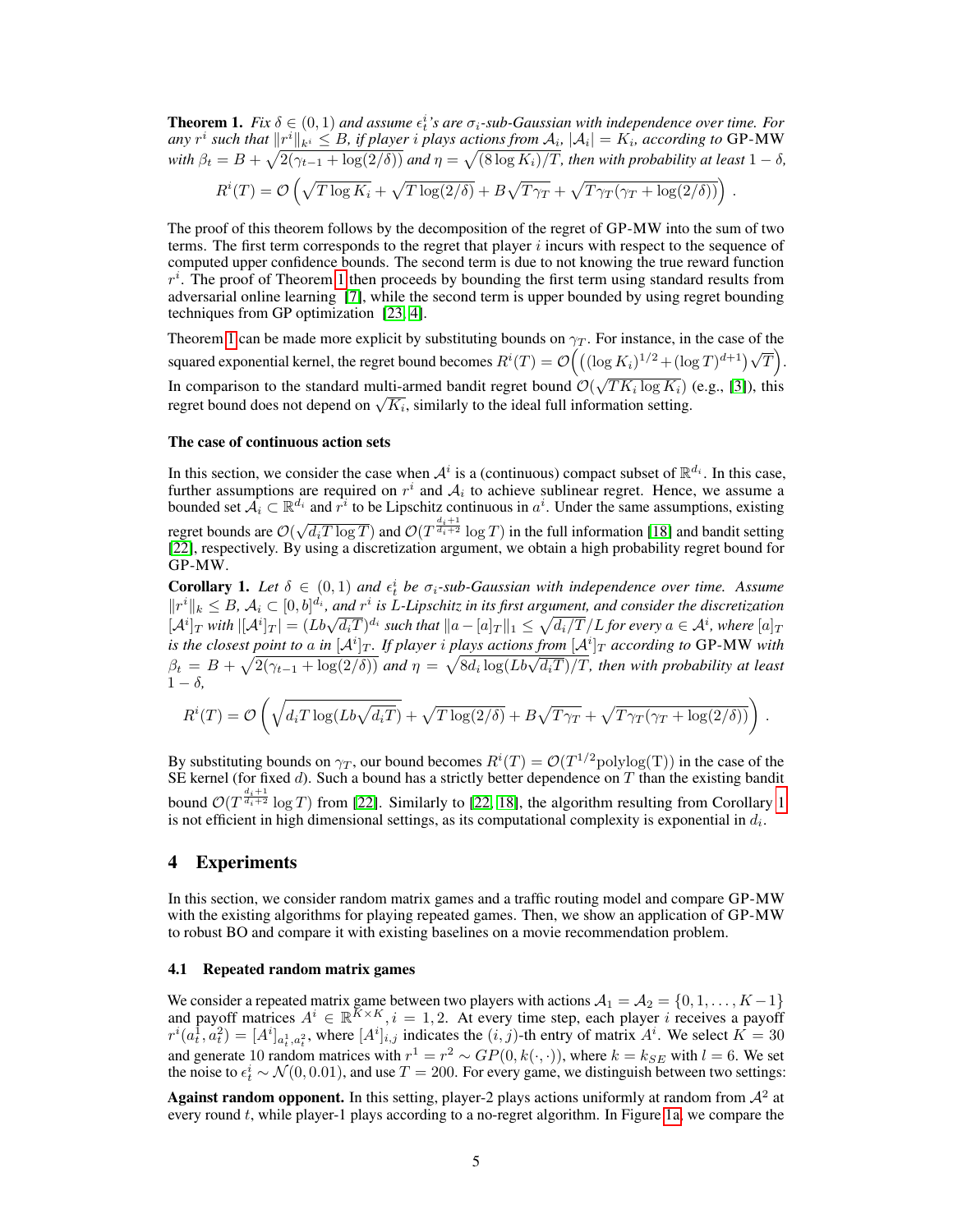**Theorem 1.** *Fix $\delta \in (0,1)$ and assume $\epsilon_t^i$'s are $\sigma_i$-sub-Gaussian with independence over time. For any $r^i$ such that $\|r^i\|_{k^i} \leq B$, if player $i$ plays actions from $\mathcal{A}_i$, $|\mathcal{A}_i| = K_i$, according to* GP-MW *with $\beta_t = B + \sqrt{2(\gamma_{t-1} + \log(2/\delta))}$ and $\eta = \sqrt{(8 \log K_i)/T}$, then with probability at least $1-\delta$,*

$$R^i(T) = \mathcal{O}\left(\sqrt{T \log K_i} + \sqrt{T \log(2/\delta)} + B\sqrt{T\gamma_T} + \sqrt{T\gamma_T(\gamma_T + \log(2/\delta))}\right).$$

The proof of this theorem follows by the decomposition of the regret of GP-MW into the sum of two terms. The first term corresponds to the regret that player $i$ incurs with respect to the sequence of computed upper confidence bounds. The second term is due to not knowing the true reward function $r^i$. The proof of Theorem 1 then proceeds by bounding the first term using standard results from adversarial online learning [7], while the second term is upper bounded by using regret bounding techniques from GP optimization [23, 4].

Theorem 1 can be made more explicit by substituting bounds on $\gamma_T$. For instance, in the case of the squared exponential kernel, the regret bound becomes $R^i(T) = \mathcal{O}\Big(\big((\log K_i)^{1/2} + (\log T)^{d+1}\big)\sqrt{T}\Big)$. In comparison to the standard multi-armed bandit regret bound $\mathcal{O}(\sqrt{TK_i \log K_i})$ (e.g., [3]), this regret bound does not depend on $\sqrt{K_i}$, similarly to the ideal full information setting.

### The case of continuous action sets

In this section, we consider the case when $\mathcal{A}^i$ is a (continuous) compact subset of $\mathbb{R}^{d_i}$. In this case, further assumptions are required on $r^i$ and $\mathcal{A}_i$ to achieve sublinear regret. Hence, we assume a bounded set $\mathcal{A}_i \subset \mathbb{R}^{d_i}$ and $r^i$ to be Lipschitz continuous in $a^i$. Under the same assumptions, existing regret bounds are $\mathcal{O}(\sqrt{d_i T \log T})$ and $\mathcal{O}(T^{\frac{d_i+1}{d_i+2}} \log T)$ in the full information [18] and bandit setting [22], respectively. By using a discretization argument, we obtain a high probability regret bound for GP-MW.

**Corollary 1.** *Let $\delta \in (0,1)$ and $\epsilon_t^i$ be $\sigma_i$-sub-Gaussian with independence over time. Assume $\|r^i\|_k \leq B$, $\mathcal{A}_i \subset [0,b]^{d_i}$, and $r^i$ is $L$-Lipschitz in its first argument, and consider the discretization $[\mathcal{A}^i]_T$ with $|[\mathcal{A}^i]_T| = (Lb\sqrt{d_i T})^{d_i}$ such that $\|a - [a]_T\|_1 \leq \sqrt{d_i/T}/L$ for every $a \in \mathcal{A}^i$, where $[a]_T$ is the closest point to $a$ in $[\mathcal{A}^i]_T$. If player $i$ plays actions from $[\mathcal{A}^i]_T$ according to* GP-MW *with $\beta_t = B + \sqrt{2(\gamma_{t-1} + \log(2/\delta))}$ and $\eta = \sqrt{8 d_i \log(Lb\sqrt{d_i T})/T}$, then with probability at least $1-\delta$,*

$$R^i(T) = \mathcal{O}\left(\sqrt{d_i T \log(Lb\sqrt{d_i T})} + \sqrt{T \log(2/\delta)} + B\sqrt{T\gamma_T} + \sqrt{T\gamma_T(\gamma_T + \log(2/\delta))}\right).$$

By substituting bounds on $\gamma_T$, our bound becomes $R^i(T) = \mathcal{O}(T^{1/2}\text{polylog(T)})$ in the case of the SE kernel (for fixed $d$). Such a bound has a strictly better dependence on $T$ than the existing bandit bound $\mathcal{O}(T^{\frac{d_i+1}{d_i+2}} \log T)$ from [22]. Similarly to [22, 18], the algorithm resulting from Corollary 1 is not efficient in high dimensional settings, as its computational complexity is exponential in $d_i$.

## 4 Experiments

In this section, we consider random matrix games and a traffic routing model and compare GP-MW with the existing algorithms for playing repeated games. Then, we show an application of GP-MW to robust BO and compare it with existing baselines on a movie recommendation problem.

### 4.1 Repeated random matrix games

We consider a repeated matrix game between two players with actions $\mathcal{A}_1 = \mathcal{A}_2 = \{0, 1, \ldots, K-1\}$ and payoff matrices $A^i \in \mathbb{R}^{K \times K}, i = 1, 2$. At every time step, each player $i$ receives a payoff $r^i(a_t^1, a_t^2) = [A^i]_{a_t^1, a_t^2}$, where $[A^i]_{i,j}$ indicates the $(i,j)$-th entry of matrix $A^i$. We select $K = 30$ and generate 10 random matrices with $r^1 = r^2 \sim GP(0, k(\cdot, \cdot))$, where $k = k_{SE}$ with $l = 6$. We set the noise to $\epsilon_t^i \sim \mathcal{N}(0, 0.01)$, and use $T = 200$. For every game, we distinguish between two settings:

**Against random opponent.** In this setting, player-2 plays actions uniformly at random from $\mathcal{A}^2$ at every round $t$, while player-1 plays according to a no-regret algorithm. In Figure 1a, we compare the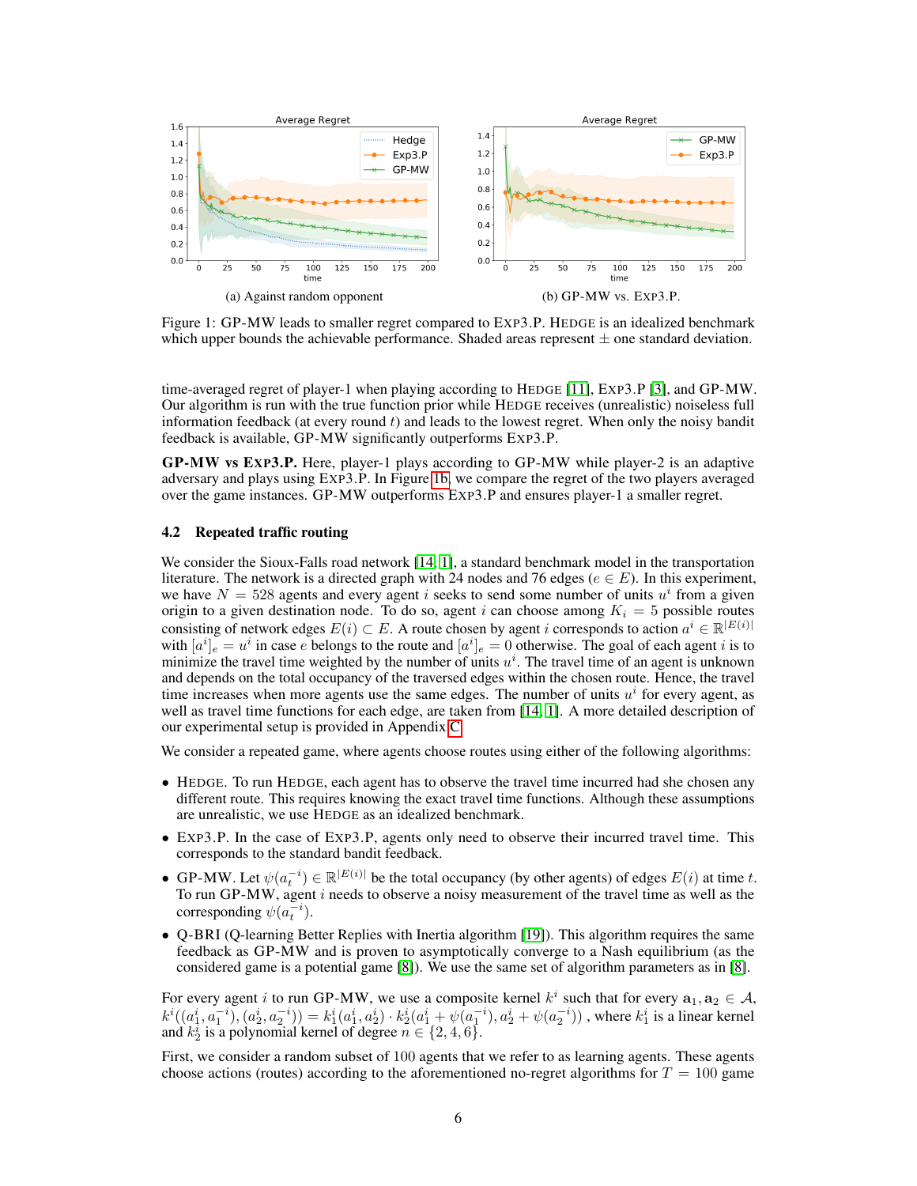(a) Against random opponent

(b) GP-MW vs. Exp3.P.

Figure 1: GP-MW leads to smaller regret compared to Exp3.P. Hedge is an idealized benchmark which upper bounds the achievable performance. Shaded areas represent ± one standard deviation.

time-averaged regret of player-1 when playing according to Hedge [11], Exp3.P [3], and GP-MW. Our algorithm is run with the true function prior while Hedge receives (unrealistic) noiseless full information feedback (at every round $t$) and leads to the lowest regret. When only the noisy bandit feedback is available, GP-MW significantly outperforms Exp3.P.

**GP-MW vs Exp3.P.** Here, player-1 plays according to GP-MW while player-2 is an adaptive adversary and plays using Exp3.P. In Figure 1b, we compare the regret of the two players averaged over the game instances. GP-MW outperforms Exp3.P and ensures player-1 a smaller regret.

### 4.2 Repeated traffic routing

We consider the Sioux-Falls road network [14, 1], a standard benchmark model in the transportation literature. The network is a directed graph with 24 nodes and 76 edges ($e \in E$). In this experiment, we have $N = 528$ agents and every agent $i$ seeks to send some number of units $u^i$ from a given origin to a given destination node. To do so, agent $i$ can choose among $K_i = 5$ possible routes consisting of network edges $E(i) \subset E$. A route chosen by agent $i$ corresponds to action $a^i \in \mathbb{R}^{|E(i)|}$ with $[a^i]_e = u^i$ in case $e$ belongs to the route and $[a^i]_e = 0$ otherwise. The goal of each agent $i$ is to minimize the travel time weighted by the number of units $u^i$. The travel time of an agent is unknown and depends on the total occupancy of the traversed edges within the chosen route. Hence, the travel time increases when more agents use the same edges. The number of units $u^i$ for every agent, as well as travel time functions for each edge, are taken from [14, 1]. A more detailed description of our experimental setup is provided in Appendix C.

We consider a repeated game, where agents choose routes using either of the following algorithms:

- Hedge. To run Hedge, each agent has to observe the travel time incurred had she chosen any different route. This requires knowing the exact travel time functions. Although these assumptions are unrealistic, we use Hedge as an idealized benchmark.
- Exp3.P. In the case of Exp3.P, agents only need to observe their incurred travel time. This corresponds to the standard bandit feedback.
- GP-MW. Let $\psi(a_t^{-i}) \in \mathbb{R}^{|E(i)|}$ be the total occupancy (by other agents) of edges $E(i)$ at time $t$. To run GP-MW, agent $i$ needs to observe a noisy measurement of the travel time as well as the corresponding $\psi(a_t^{-i})$.
- Q-BRI (Q-learning Better Replies with Inertia algorithm [19]). This algorithm requires the same feedback as GP-MW and is proven to asymptotically converge to a Nash equilibrium (as the considered game is a potential game [8]). We use the same set of algorithm parameters as in [8].

For every agent $i$ to run GP-MW, we use a composite kernel $k^i$ such that for every $\mathbf{a}_1, \mathbf{a}_2 \in \mathcal{A}$, $k^i((a_1^i, a_1^{-i}), (a_2^i, a_2^{-i})) = k_1^i(a_1^i, a_2^i) \cdot k_2^i(a_1^i + \psi(a_1^{-i}), a_2^i + \psi(a_2^{-i}))$ , where $k_1^i$ is a linear kernel and $k_2^i$ is a polynomial kernel of degree $n \in \{2, 4, 6\}$.

First, we consider a random subset of 100 agents that we refer to as learning agents. These agents choose actions (routes) according to the aforementioned no-regret algorithms for $T = 100$ game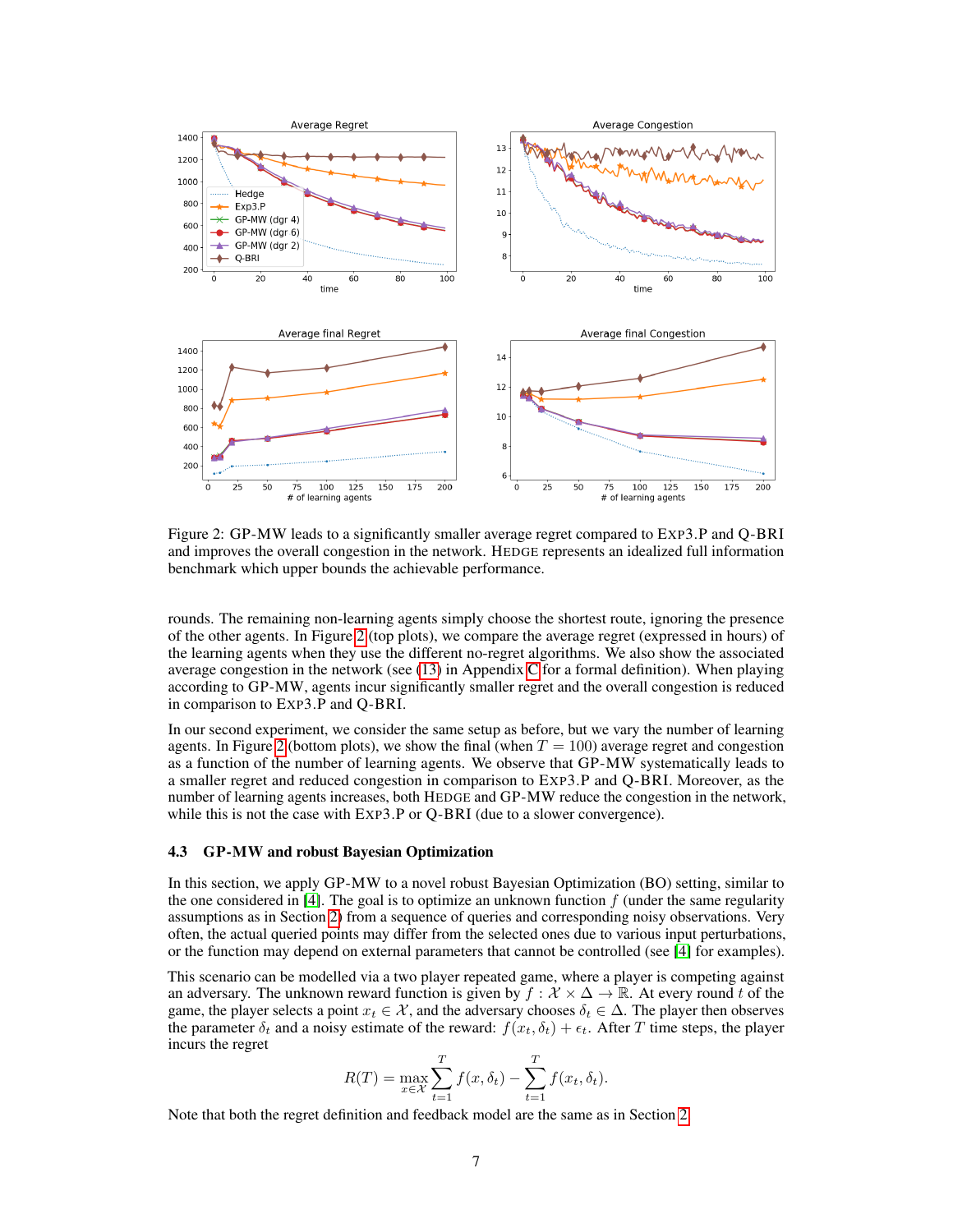Figure 2: GP-MW leads to a significantly smaller average regret compared to EXP3.P and Q-BRI and improves the overall congestion in the network. HEDGE represents an idealized full information benchmark which upper bounds the achievable performance.

rounds. The remaining non-learning agents simply choose the shortest route, ignoring the presence of the other agents. In Figure 2 (top plots), we compare the average regret (expressed in hours) of the learning agents when they use the different no-regret algorithms. We also show the associated average congestion in the network (see (13) in Appendix C for a formal definition). When playing according to GP-MW, agents incur significantly smaller regret and the overall congestion is reduced in comparison to EXP3.P and Q-BRI.

In our second experiment, we consider the same setup as before, but we vary the number of learning agents. In Figure 2 (bottom plots), we show the final (when $T = 100$) average regret and congestion as a function of the number of learning agents. We observe that GP-MW systematically leads to a smaller regret and reduced congestion in comparison to EXP3.P and Q-BRI. Moreover, as the number of learning agents increases, both HEDGE and GP-MW reduce the congestion in the network, while this is not the case with EXP3.P or Q-BRI (due to a slower convergence).

### 4.3 GP-MW and robust Bayesian Optimization

In this section, we apply GP-MW to a novel robust Bayesian Optimization (BO) setting, similar to the one considered in [4]. The goal is to optimize an unknown function $f$ (under the same regularity assumptions as in Section 2) from a sequence of queries and corresponding noisy observations. Very often, the actual queried points may differ from the selected ones due to various input perturbations, or the function may depend on external parameters that cannot be controlled (see [4] for examples).

This scenario can be modelled via a two player repeated game, where a player is competing against an adversary. The unknown reward function is given by $f : \mathcal{X} \times \Delta \to \mathbb{R}$. At every round $t$ of the game, the player selects a point $x_t \in \mathcal{X}$, and the adversary chooses $\delta_t \in \Delta$. The player then observes the parameter $\delta_t$ and a noisy estimate of the reward: $f(x_t, \delta_t) + \epsilon_t$. After $T$ time steps, the player incurs the regret

$$R(T) = \max_{x \in \mathcal{X}} \sum_{t=1}^{T} f(x, \delta_t) - \sum_{t=1}^{T} f(x_t, \delta_t).$$

Note that both the regret definition and feedback model are the same as in Section 2.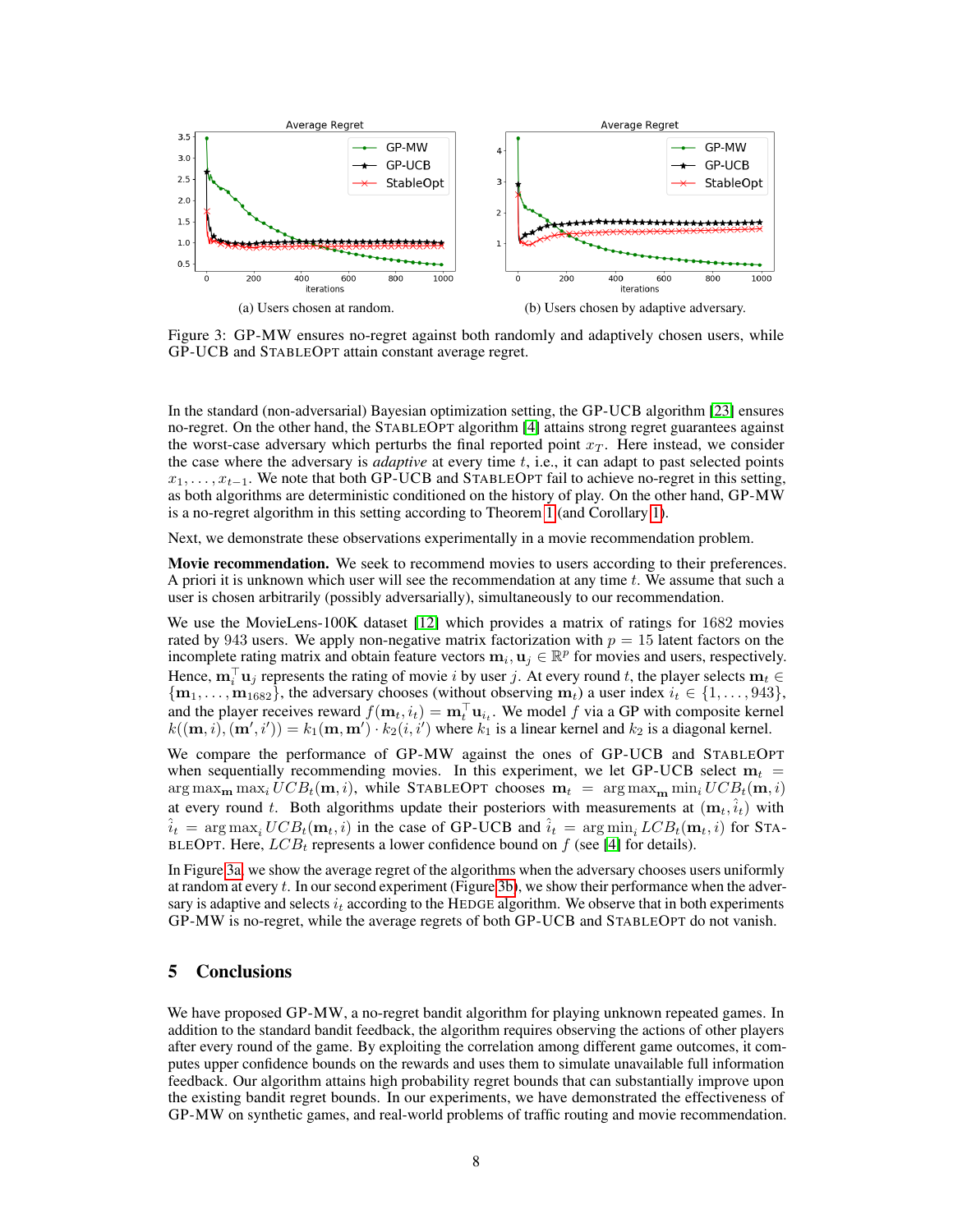(a) Users chosen at random.

(b) Users chosen by adaptive adversary.

Figure 3: GP-MW ensures no-regret against both randomly and adaptively chosen users, while GP-UCB and StableOpt attain constant average regret.

In the standard (non-adversarial) Bayesian optimization setting, the GP-UCB algorithm [23] ensures no-regret. On the other hand, the StableOpt algorithm [4] attains strong regret guarantees against the worst-case adversary which perturbs the final reported point $x_T$. Here instead, we consider the case where the adversary is *adaptive* at every time $t$, i.e., it can adapt to past selected points $x_1, \ldots, x_{t-1}$. We note that both GP-UCB and StableOpt fail to achieve no-regret in this setting, as both algorithms are deterministic conditioned on the history of play. On the other hand, GP-MW is a no-regret algorithm in this setting according to Theorem 1 (and Corollary 1).

Next, we demonstrate these observations experimentally in a movie recommendation problem.

**Movie recommendation.** We seek to recommend movies to users according to their preferences. A priori it is unknown which user will see the recommendation at any time $t$. We assume that such a user is chosen arbitrarily (possibly adversarially), simultaneously to our recommendation.

We use the MovieLens-100K dataset [12] which provides a matrix of ratings for 1682 movies rated by 943 users. We apply non-negative matrix factorization with $p = 15$ latent factors on the incomplete rating matrix and obtain feature vectors $\mathbf{m}_i, \mathbf{u}_j \in \mathbb{R}^p$ for movies and users, respectively. Hence, $\mathbf{m}_i^\top \mathbf{u}_j$ represents the rating of movie $i$ by user $j$. At every round $t$, the player selects $\mathbf{m}_t \in \{\mathbf{m}_1, \ldots, \mathbf{m}_{1682}\}$, the adversary chooses (without observing $\mathbf{m}_t$) a user index $i_t \in \{1, \ldots, 943\}$, and the player receives reward $f(\mathbf{m}_t, i_t) = \mathbf{m}_t^\top \mathbf{u}_{i_t}$. We model $f$ via a GP with composite kernel $k((\mathbf{m}, i), (\mathbf{m}', i')) = k_1(\mathbf{m}, \mathbf{m}') \cdot k_2(i, i')$ where $k_1$ is a linear kernel and $k_2$ is a diagonal kernel.

We compare the performance of GP-MW against the ones of GP-UCB and StableOpt when sequentially recommending movies. In this experiment, we let GP-UCB select $\mathbf{m}_t = \arg\max_{\mathbf{m}} \max_i UCB_t(\mathbf{m}, i)$, while StableOpt chooses $\mathbf{m}_t = \arg\max_{\mathbf{m}} \min_i UCB_t(\mathbf{m}, i)$ at every round $t$. Both algorithms update their posteriors with measurements at $(\mathbf{m}_t, \hat{i}_t)$ with $\hat{i}_t = \arg\max_i UCB_t(\mathbf{m}_t, i)$ in the case of GP-UCB and $\hat{i}_t = \arg\min_i LCB_t(\mathbf{m}_t, i)$ for StableOpt. Here, $LCB_t$ represents a lower confidence bound on $f$ (see [4] for details).

In Figure 3a, we show the average regret of the algorithms when the adversary chooses users uniformly at random at every $t$. In our second experiment (Figure 3b), we show their performance when the adversary is adaptive and selects $i_t$ according to the Hedge algorithm. We observe that in both experiments GP-MW is no-regret, while the average regrets of both GP-UCB and StableOpt do not vanish.

## 5 Conclusions

We have proposed GP-MW, a no-regret bandit algorithm for playing unknown repeated games. In addition to the standard bandit feedback, the algorithm requires observing the actions of other players after every round of the game. By exploiting the correlation among different game outcomes, it computes upper confidence bounds on the rewards and uses them to simulate unavailable full information feedback. Our algorithm attains high probability regret bounds that can substantially improve upon the existing bandit regret bounds. In our experiments, we have demonstrated the effectiveness of GP-MW on synthetic games, and real-world problems of traffic routing and movie recommendation.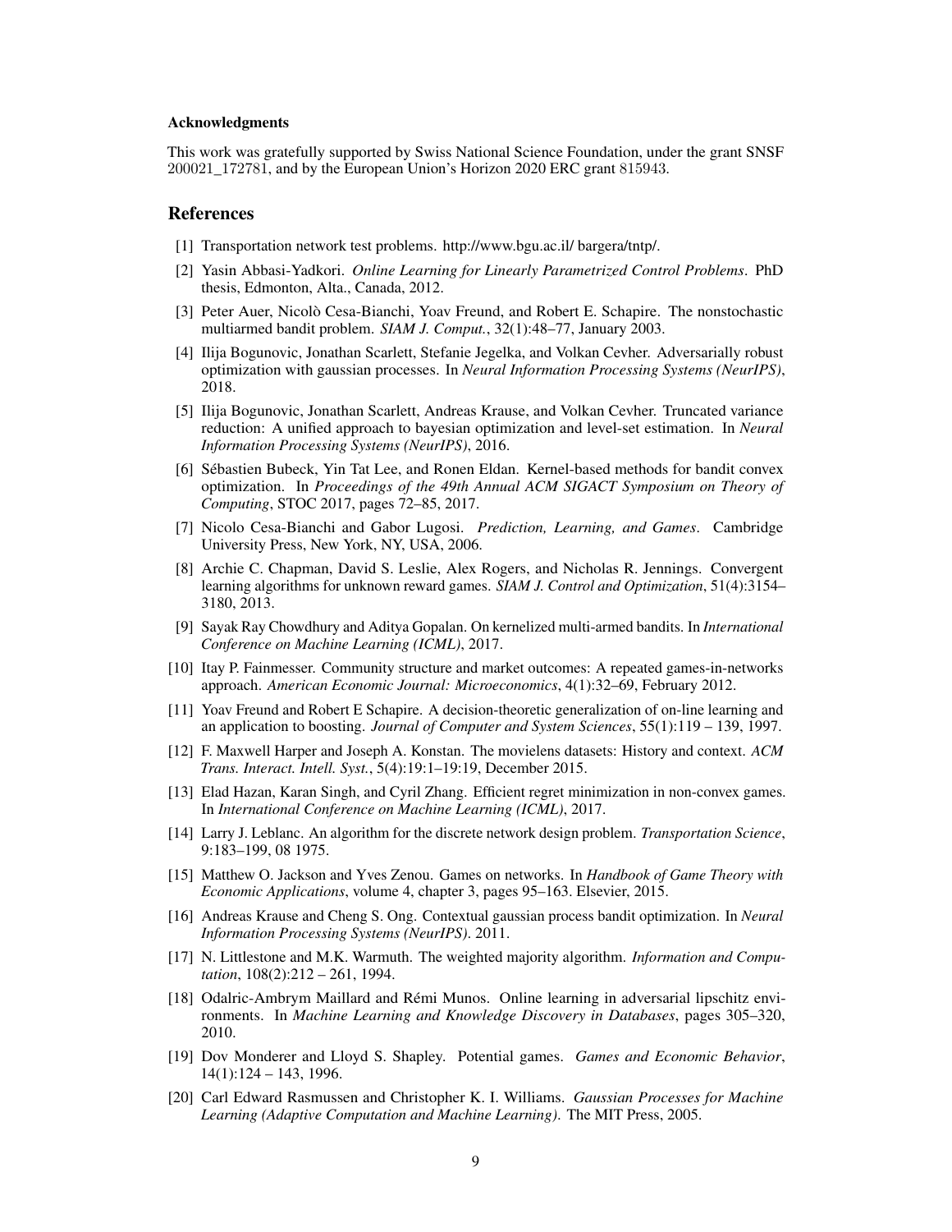#### Acknowledgments

This work was gratefully supported by Swiss National Science Foundation, under the grant SNSF 200021_172781, and by the European Union's Horizon 2020 ERC grant 815943.

## References

[1] Transportation network test problems. http://www.bgu.ac.il/ bargera/tntp/.

[2] Yasin Abbasi-Yadkori. *Online Learning for Linearly Parametrized Control Problems*. PhD thesis, Edmonton, Alta., Canada, 2012.

[3] Peter Auer, Nicolò Cesa-Bianchi, Yoav Freund, and Robert E. Schapire. The nonstochastic multiarmed bandit problem. *SIAM J. Comput.*, 32(1):48–77, January 2003.

[4] Ilija Bogunovic, Jonathan Scarlett, Stefanie Jegelka, and Volkan Cevher. Adversarially robust optimization with gaussian processes. In *Neural Information Processing Systems (NeurIPS)*, 2018.

[5] Ilija Bogunovic, Jonathan Scarlett, Andreas Krause, and Volkan Cevher. Truncated variance reduction: A unified approach to bayesian optimization and level-set estimation. In *Neural Information Processing Systems (NeurIPS)*, 2016.

[6] Sébastien Bubeck, Yin Tat Lee, and Ronen Eldan. Kernel-based methods for bandit convex optimization. In *Proceedings of the 49th Annual ACM SIGACT Symposium on Theory of Computing*, STOC 2017, pages 72–85, 2017.

[7] Nicolo Cesa-Bianchi and Gabor Lugosi. *Prediction, Learning, and Games*. Cambridge University Press, New York, NY, USA, 2006.

[8] Archie C. Chapman, David S. Leslie, Alex Rogers, and Nicholas R. Jennings. Convergent learning algorithms for unknown reward games. *SIAM J. Control and Optimization*, 51(4):3154–3180, 2013.

[9] Sayak Ray Chowdhury and Aditya Gopalan. On kernelized multi-armed bandits. In *International Conference on Machine Learning (ICML)*, 2017.

[10] Itay P. Fainmesser. Community structure and market outcomes: A repeated games-in-networks approach. *American Economic Journal: Microeconomics*, 4(1):32–69, February 2012.

[11] Yoav Freund and Robert E Schapire. A decision-theoretic generalization of on-line learning and an application to boosting. *Journal of Computer and System Sciences*, 55(1):119 – 139, 1997.

[12] F. Maxwell Harper and Joseph A. Konstan. The movielens datasets: History and context. *ACM Trans. Interact. Intell. Syst.*, 5(4):19:1–19:19, December 2015.

[13] Elad Hazan, Karan Singh, and Cyril Zhang. Efficient regret minimization in non-convex games. In *International Conference on Machine Learning (ICML)*, 2017.

[14] Larry J. Leblanc. An algorithm for the discrete network design problem. *Transportation Science*, 9:183–199, 08 1975.

[15] Matthew O. Jackson and Yves Zenou. Games on networks. In *Handbook of Game Theory with Economic Applications*, volume 4, chapter 3, pages 95–163. Elsevier, 2015.

[16] Andreas Krause and Cheng S. Ong. Contextual gaussian process bandit optimization. In *Neural Information Processing Systems (NeurIPS)*. 2011.

[17] N. Littlestone and M.K. Warmuth. The weighted majority algorithm. *Information and Computation*, 108(2):212 – 261, 1994.

[18] Odalric-Ambrym Maillard and Rémi Munos. Online learning in adversarial lipschitz environments. In *Machine Learning and Knowledge Discovery in Databases*, pages 305–320, 2010.

[19] Dov Monderer and Lloyd S. Shapley. Potential games. *Games and Economic Behavior*, 14(1):124 – 143, 1996.

[20] Carl Edward Rasmussen and Christopher K. I. Williams. *Gaussian Processes for Machine Learning (Adaptive Computation and Machine Learning)*. The MIT Press, 2005.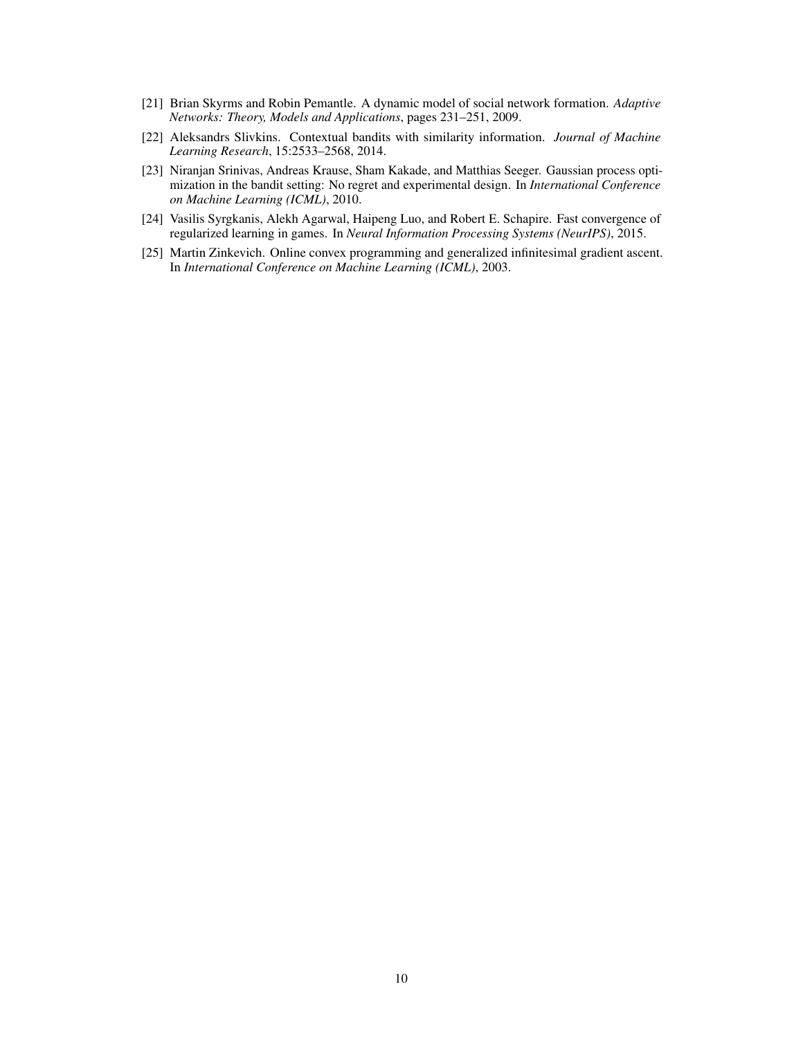[21] Brian Skyrms and Robin Pemantle. A dynamic model of social network formation. *Adaptive Networks: Theory, Models and Applications*, pages 231–251, 2009.

[22] Aleksandrs Slivkins. Contextual bandits with similarity information. *Journal of Machine Learning Research*, 15:2533–2568, 2014.

[23] Niranjan Srinivas, Andreas Krause, Sham Kakade, and Matthias Seeger. Gaussian process optimization in the bandit setting: No regret and experimental design. In *International Conference on Machine Learning (ICML)*, 2010.

[24] Vasilis Syrgkanis, Alekh Agarwal, Haipeng Luo, and Robert E. Schapire. Fast convergence of regularized learning in games. In *Neural Information Processing Systems (NeurIPS)*, 2015.

[25] Martin Zinkevich. Online convex programming and generalized infinitesimal gradient ascent. In *International Conference on Machine Learning (ICML)*, 2003.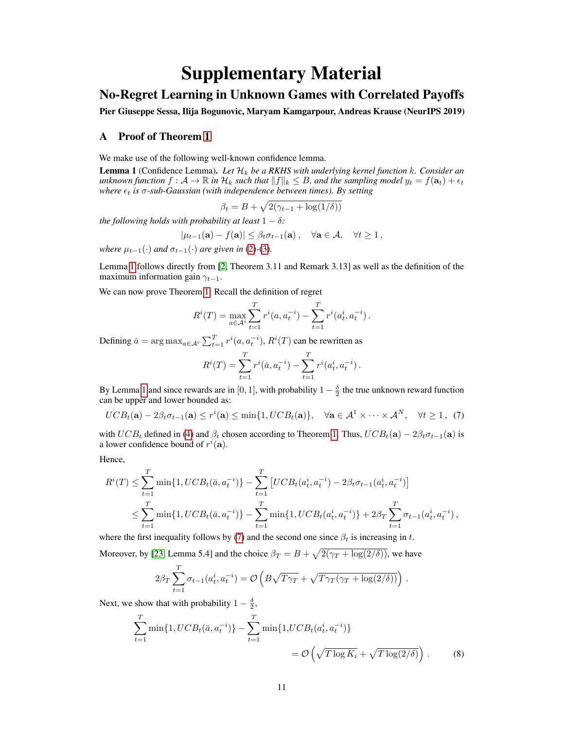# Supplementary Material

## No-Regret Learning in Unknown Games with Correlated Payoffs

**Pier Giuseppe Sessa, Ilija Bogunovic, Maryam Kamgarpour, Andreas Krause (NeurIPS 2019)**

## A Proof of Theorem 1

We make use of the following well-known confidence lemma.

**Lemma 1** (Confidence Lemma). *Let $\mathcal{H}_k$ be a RKHS with underlying kernel function $k$. Consider an unknown function $f : \mathcal{A} \to \mathbb{R}$ in $\mathcal{H}_k$ such that $\|f\|_k \leq B$, and the sampling model $y_t = f(\mathbf{a}_t) + \epsilon_t$ where $\epsilon_t$ is $\sigma$-sub-Gaussian (with independence between times). By setting*

$$\beta_t = B + \sqrt{2(\gamma_{t-1} + \log(1/\delta))}$$

*the following holds with probability at least $1 - \delta$:*

$$|\mu_{t-1}(\mathbf{a}) - f(\mathbf{a})| \leq \beta_t \sigma_{t-1}(\mathbf{a}) \,, \quad \forall \mathbf{a} \in \mathcal{A}, \quad \forall t \geq 1 \,,$$

*where $\mu_{t-1}(\cdot)$ and $\sigma_{t-1}(\cdot)$ are given in (2)-(3).*

Lemma 1 follows directly from [2, Theorem 3.11 and Remark 3.13] as well as the definition of the maximum information gain $\gamma_{t-1}$.

We can now prove Theorem 1. Recall the definition of regret

$$R^i(T) = \max_{a \in \mathcal{A}^i} \sum_{t=1}^{T} r^i(a, a_t^{-i}) - \sum_{t=1}^{T} r^i(a_t^i, a_t^{-i}) \,.$$

Defining $\bar{a} = \arg\max_{a \in \mathcal{A}^i} \sum_{t=1}^{T} r^i(a, a_t^{-i})$, $R^i(T)$ can be rewritten as

$$R^i(T) = \sum_{t=1}^{T} r^i(\bar{a}, a_t^{-i}) - \sum_{t=1}^{T} r^i(a_t^i, a_t^{-i}) \,.$$

By Lemma 1 and since rewards are in $[0, 1]$, with probability $1 - \frac{\delta}{2}$ the true unknown reward function can be upper and lower bounded as:

$$UCB_t(\mathbf{a}) - 2\beta_t \sigma_{t-1}(\mathbf{a}) \leq r^i(\mathbf{a}) \leq \min\{1, UCB_t(\mathbf{a})\}, \quad \forall \mathbf{a} \in \mathcal{A}^1 \times \cdots \times \mathcal{A}^N, \quad \forall t \geq 1 \,, \tag{7}$$

with $UCB_t$ defined in (4) and $\beta_t$ chosen according to Theorem 1. Thus, $UCB_t(\mathbf{a}) - 2\beta_t \sigma_{t-1}(\mathbf{a})$ is a lower confidence bound of $r^i(\mathbf{a})$.

Hence,

$$\begin{aligned}
R^i(T) &\leq \sum_{t=1}^{T} \min\{1, UCB_t(\bar{a}, a_t^{-i})\} - \sum_{t=1}^{T} \left[ UCB_t(a_t^i, a_t^{-i}) - 2\beta_t \sigma_{t-1}(a_t^i, a_t^{-i}) \right] \\
&\leq \sum_{t=1}^{T} \min\{1, UCB_t(\bar{a}, a_t^{-i})\} - \sum_{t=1}^{T} \min\{1, UCB_t(a_t^i, a_t^{-i})\} + 2\beta_T \sum_{t=1}^{T} \sigma_{t-1}(a_t^i, a_t^{-i}) \,,
\end{aligned}$$

where the first inequality follows by (7) and the second one since $\beta_t$ is increasing in $t$.

Moreover, by [23, Lemma 5.4] and the choice $\beta_T = B + \sqrt{2(\gamma_T + \log(2/\delta))}$, we have

$$2\beta_T \sum_{t=1}^{T} \sigma_{t-1}(a_t^i, a_t^{-i}) = \mathcal{O}\left( B\sqrt{T\gamma_T} + \sqrt{T\gamma_T(\gamma_T + \log(2/\delta))} \right) \,.$$

Next, we show that with probability $1 - \frac{\delta}{2}$,

$$\sum_{t=1}^{T} \min\{1, UCB_t(\bar{a}, a_t^{-i})\} - \sum_{t=1}^{T} \min\{1, UCB_t(a_t^i, a_t^{-i})\} = \mathcal{O}\left( \sqrt{T \log K_i} + \sqrt{T \log(2/\delta)} \right) \,. \tag{8}$$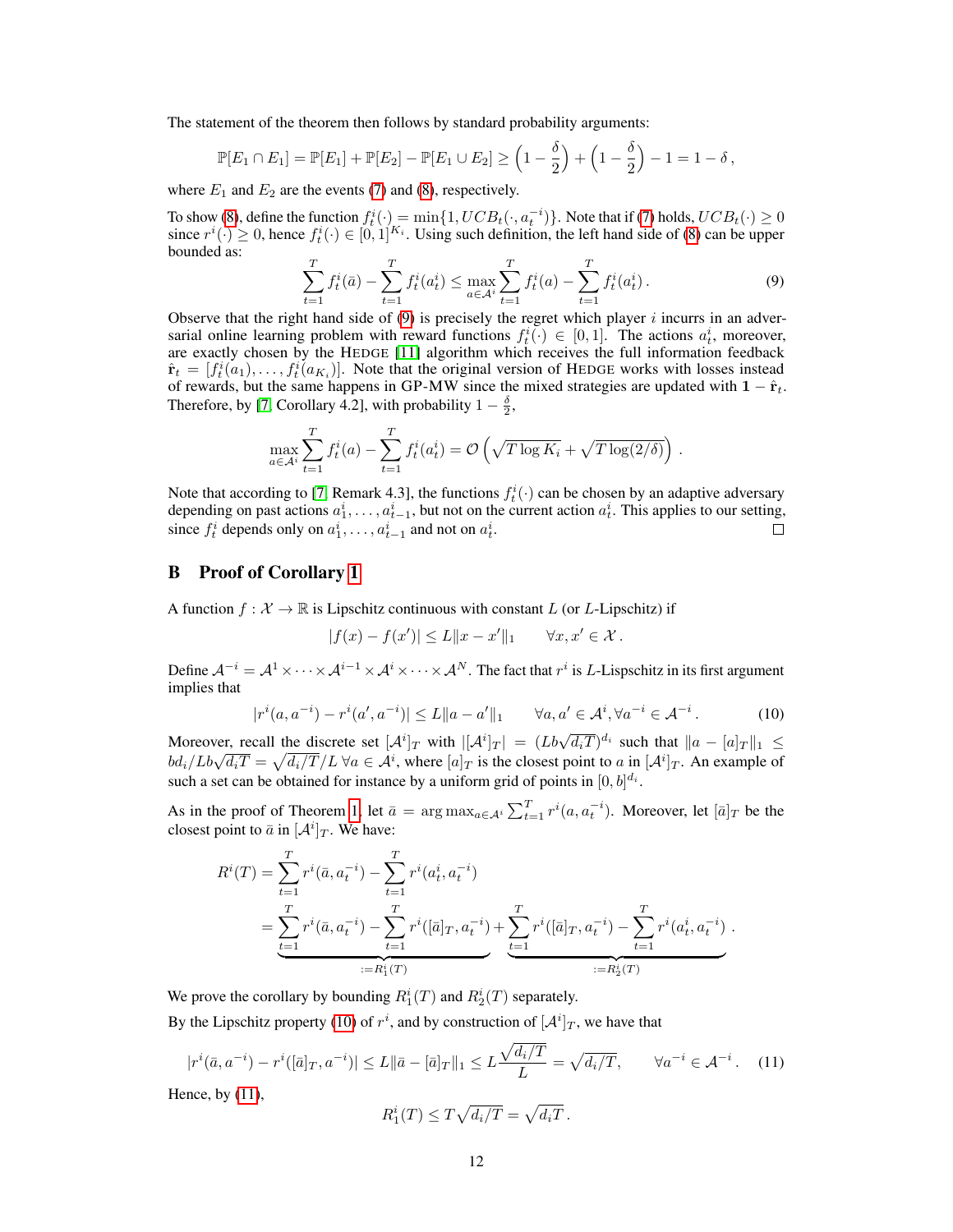The statement of the theorem then follows by standard probability arguments:

$$\mathbb{P}[E_1 \cap E_1] = \mathbb{P}[E_1] + \mathbb{P}[E_2] - \mathbb{P}[E_1 \cup E_2] \geq \left(1 - \frac{\delta}{2}\right) + \left(1 - \frac{\delta}{2}\right) - 1 = 1 - \delta\,,$$

where $E_1$ and $E_2$ are the events (7) and (8), respectively.

To show (8), define the function $f_t^i(\cdot) = \min\{1, UCB_t(\cdot, a_t^{-i})\}$. Note that if (7) holds, $UCB_t(\cdot) \geq 0$ since $r^i(\cdot) \geq 0$, hence $f_t^i(\cdot) \in [0,1]^{K_i}$. Using such definition, the left hand side of (8) can be upper bounded as:

$$\sum_{t=1}^{T} f_t^i(\bar{a}) - \sum_{t=1}^{T} f_t^i(a_t^i) \leq \max_{a \in \mathcal{A}^i} \sum_{t=1}^{T} f_t^i(a) - \sum_{t=1}^{T} f_t^i(a_t^i)\,. \tag{9}$$

Observe that the right hand side of (9) is precisely the regret which player $i$ incurrs in an adversarial online learning problem with reward functions $f_t^i(\cdot) \in [0,1]$. The actions $a_t^i$, moreover, are exactly chosen by the HEDGE [11] algorithm which receives the full information feedback $\hat{\mathbf{r}}_t = [f_t^i(a_1), \ldots, f_t^i(a_{K_i})]$. Note that the original version of HEDGE works with losses instead of rewards, but the same happens in GP-MW since the mixed strategies are updated with $\mathbf{1} - \hat{\mathbf{r}}_t$. Therefore, by [7, Corollary 4.2], with probability $1 - \frac{\delta}{2}$,

$$\max_{a \in \mathcal{A}^i} \sum_{t=1}^{T} f_t^i(a) - \sum_{t=1}^{T} f_t^i(a_t^i) = \mathcal{O}\left(\sqrt{T \log K_i} + \sqrt{T \log(2/\delta)}\right)\,.$$

Note that according to [7, Remark 4.3], the functions $f_t^i(\cdot)$ can be chosen by an adaptive adversary depending on past actions $a_1^i, \ldots, a_{t-1}^i$, but not on the current action $a_t^i$. This applies to our setting, since $f_t^i$ depends only on $a_1^i, \ldots, a_{t-1}^i$ and not on $a_t^i$. $\square$

## B Proof of Corollary 1

A function $f : \mathcal{X} \to \mathbb{R}$ is Lipschitz continuous with constant $L$ (or $L$-Lipschitz) if

$$|f(x) - f(x')| \leq L\|x - x'\|_1 \qquad \forall x, x' \in \mathcal{X}\,.$$

Define $\mathcal{A}^{-i} = \mathcal{A}^1 \times \cdots \times \mathcal{A}^{i-1} \times \mathcal{A}^i \times \cdots \times \mathcal{A}^N$. The fact that $r^i$ is $L$-Lispschitz in its first argument implies that

$$|r^i(a, a^{-i}) - r^i(a', a^{-i})| \leq L\|a - a'\|_1 \qquad \forall a, a' \in \mathcal{A}^i, \forall a^{-i} \in \mathcal{A}^{-i}\,. \tag{10}$$

Moreover, recall the discrete set $[\mathcal{A}^i]_T$ with $|[\mathcal{A}^i]_T| = (Lb\sqrt{d_i T})^{d_i}$ such that $\|a - [a]_T\|_1 \leq bd_i / Lb\sqrt{d_i T} = \sqrt{d_i/T}/L \; \forall a \in \mathcal{A}^i$, where $[a]_T$ is the closest point to $a$ in $[\mathcal{A}^i]_T$. An example of such a set can be obtained for instance by a uniform grid of points in $[0, b]^{d_i}$.

As in the proof of Theorem 1, let $\bar{a} = \arg\max_{a \in \mathcal{A}^i} \sum_{t=1}^{T} r^i(a, a_t^{-i})$. Moreover, let $[\bar{a}]_T$ be the closest point to $\bar{a}$ in $[\mathcal{A}^i]_T$. We have:

$$\begin{aligned}
R^i(T) &= \sum_{t=1}^{T} r^i(\bar{a}, a_t^{-i}) - \sum_{t=1}^{T} r^i(a_t^i, a_t^{-i}) \\
&= \underbrace{\sum_{t=1}^{T} r^i(\bar{a}, a_t^{-i}) - \sum_{t=1}^{T} r^i([\bar{a}]_T, a_t^{-i})}_{:= R_1^i(T)} + \underbrace{\sum_{t=1}^{T} r^i([\bar{a}]_T, a_t^{-i}) - \sum_{t=1}^{T} r^i(a_t^i, a_t^{-i})}_{:= R_2^i(T)}\,.
\end{aligned}$$

We prove the corollary by bounding $R_1^i(T)$ and $R_2^i(T)$ separately.

By the Lipschitz property (10) of $r^i$, and by construction of $[\mathcal{A}^i]_T$, we have that

$$|r^i(\bar{a}, a^{-i}) - r^i([\bar{a}]_T, a^{-i})| \leq L\|\bar{a} - [\bar{a}]_T\|_1 \leq L\frac{\sqrt{d_i/T}}{L} = \sqrt{d_i/T}, \qquad \forall a^{-i} \in \mathcal{A}^{-i}\,. \tag{11}$$

Hence, by (11),

$$R_1^i(T) \leq T\sqrt{d_i/T} = \sqrt{d_i T}\,.$$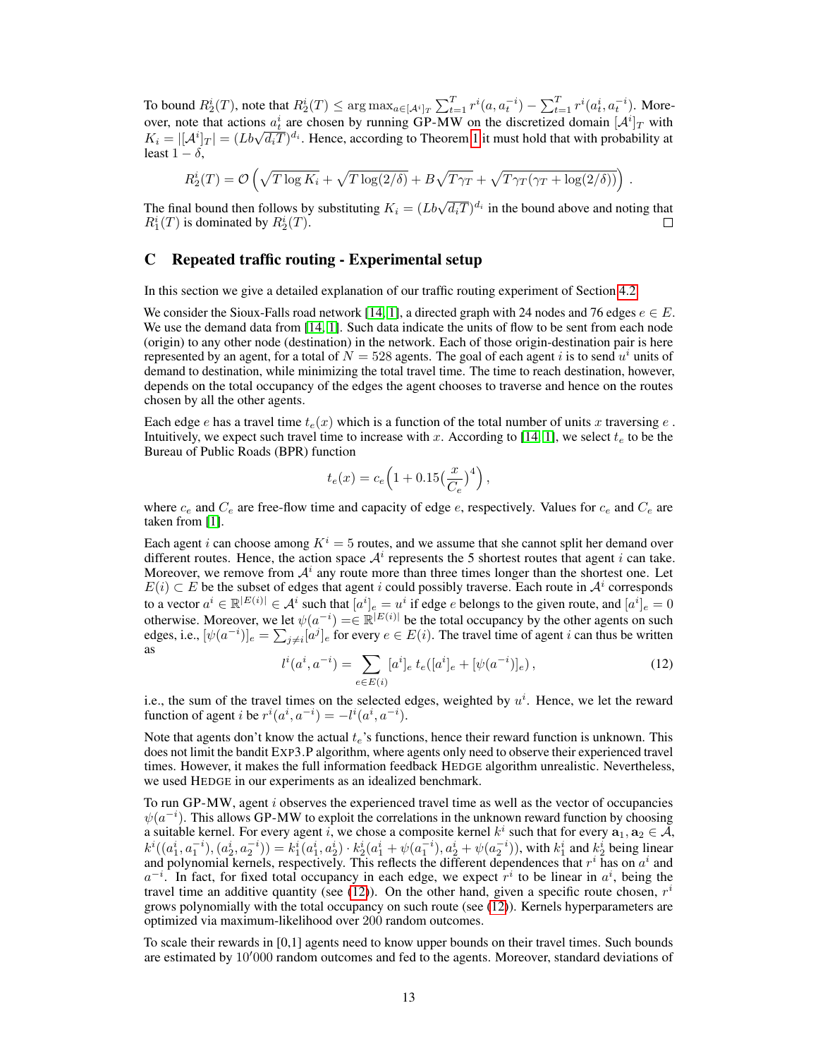To bound $R_2^i(T)$, note that $R_2^i(T) \leq \arg\max_{a \in [\mathcal{A}^i]_T} \sum_{t=1}^T r^i(a, a_t^{-i}) - \sum_{t=1}^T r^i(a_t^i, a_t^{-i})$. Moreover, note that actions $a_t^i$ are chosen by running GP-MW on the discretized domain $[\mathcal{A}^i]_T$ with $K_i = |[\mathcal{A}^i]_T| = (Lb\sqrt{d_i T})^{d_i}$. Hence, according to Theorem 1 it must hold that with probability at least $1 - \delta$,

$$R_2^i(T) = \mathcal{O}\left(\sqrt{T \log K_i} + \sqrt{T \log(2/\delta)} + B\sqrt{T\gamma_T} + \sqrt{T\gamma_T(\gamma_T + \log(2/\delta))}\right).$$

The final bound then follows by substituting $K_i = (Lb\sqrt{d_i T})^{d_i}$ in the bound above and noting that $R_1^i(T)$ is dominated by $R_2^i(T)$. □

# C Repeated traffic routing - Experimental setup

In this section we give a detailed explanation of our traffic routing experiment of Section 4.2.

We consider the Sioux-Falls road network [14, 1], a directed graph with 24 nodes and 76 edges $e \in E$. We use the demand data from [14, 1]. Such data indicate the units of flow to be sent from each node (origin) to any other node (destination) in the network. Each of those origin-destination pair is here represented by an agent, for a total of $N = 528$ agents. The goal of each agent $i$ is to send $u^i$ units of demand to destination, while minimizing the total travel time. The time to reach destination, however, depends on the total occupancy of the edges the agent chooses to traverse and hence on the routes chosen by all the other agents.

Each edge $e$ has a travel time $t_e(x)$ which is a function of the total number of units $x$ traversing $e$. Intuitively, we expect such travel time to increase with $x$. According to [14, 1], we select $t_e$ to be the Bureau of Public Roads (BPR) function

$$t_e(x) = c_e\Big(1 + 0.15\big(\frac{x}{C_e}\big)^4\Big),$$

where $c_e$ and $C_e$ are free-flow time and capacity of edge $e$, respectively. Values for $c_e$ and $C_e$ are taken from [1].

Each agent $i$ can choose among $K^i = 5$ routes, and we assume that she cannot split her demand over different routes. Hence, the action space $\mathcal{A}^i$ represents the 5 shortest routes that agent $i$ can take. Moreover, we remove from $\mathcal{A}^i$ any route more than three times longer than the shortest one. Let $E(i) \subset E$ be the subset of edges that agent $i$ could possibly traverse. Each route in $\mathcal{A}^i$ corresponds to a vector $a^i \in \mathbb{R}^{|E(i)|} \in \mathcal{A}^i$ such that $[a^i]_e = u^i$ if edge $e$ belongs to the given route, and $[a^i]_e = 0$ otherwise. Moreover, we let $\psi(a^{-i}) =\in \mathbb{R}^{|E(i)|}$ be the total occupancy by the other agents on such edges, i.e., $[\psi(a^{-i})]_e = \sum_{j \neq i}[a^j]_e$ for every $e \in E(i)$. The travel time of agent $i$ can thus be written as

$$l^i(a^i, a^{-i}) = \sum_{e \in E(i)} [a^i]_e \, t_e([a^i]_e + [\psi(a^{-i})]_e), \tag{12}$$

i.e., the sum of the travel times on the selected edges, weighted by $u^i$. Hence, we let the reward function of agent $i$ be $r^i(a^i, a^{-i}) = -l^i(a^i, a^{-i})$.

Note that agents don't know the actual $t_e$'s functions, hence their reward function is unknown. This does not limit the bandit EXP3.P algorithm, where agents only need to observe their experienced travel times. However, it makes the full information feedback HEDGE algorithm unrealistic. Nevertheless, we used HEDGE in our experiments as an idealized benchmark.

To run GP-MW, agent $i$ observes the experienced travel time as well as the vector of occupancies $\psi(a^{-i})$. This allows GP-MW to exploit the correlations in the unknown reward function by choosing a suitable kernel. For every agent $i$, we chose a composite kernel $k^i$ such that for every $\mathbf{a}_1, \mathbf{a}_2 \in \mathcal{A}$, $k^i((a_1^i, a_1^{-i}), (a_2^i, a_2^{-i})) = k_1^i(a_1^i, a_2^i) \cdot k_2^i(a_1^i + \psi(a_1^{-i}), a_2^i + \psi(a_2^{-i}))$, with $k_1^i$ and $k_2^i$ being linear and polynomial kernels, respectively. This reflects the different dependences that $r^i$ has on $a^i$ and $a^{-i}$. In fact, for fixed total occupancy in each edge, we expect $r^i$ to be linear in $a^i$, being the travel time an additive quantity (see (12)). On the other hand, given a specific route chosen, $r^i$ grows polynomially with the total occupancy on such route (see (12)). Kernels hyperparameters are optimized via maximum-likelihood over 200 random outcomes.

To scale their rewards in [0,1] agents need to know upper bounds on their travel times. Such bounds are estimated by 10′000 random outcomes and fed to the agents. Moreover, standard deviations of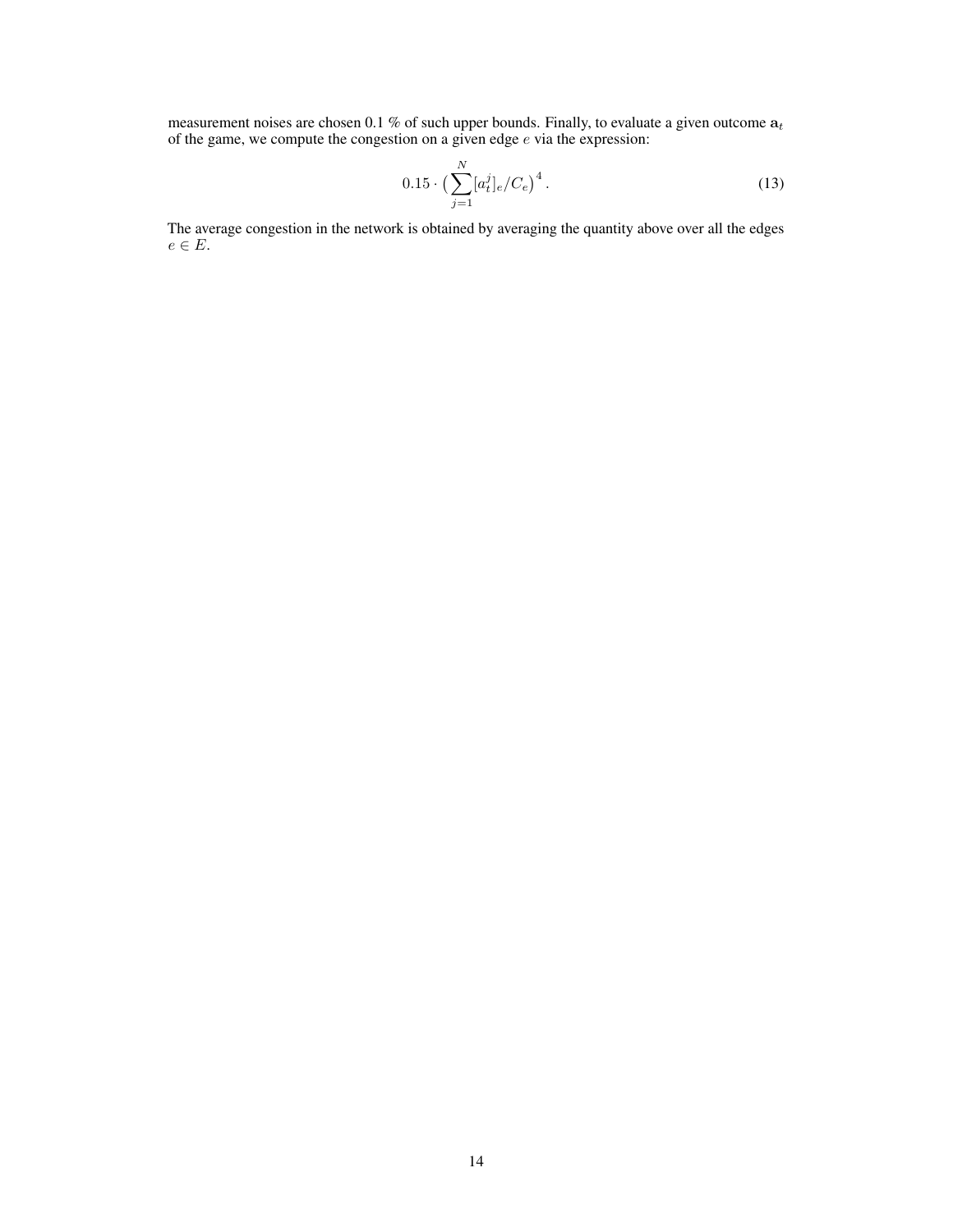measurement noises are chosen 0.1 % of such upper bounds. Finally, to evaluate a given outcome $\mathbf{a}_t$ of the game, we compute the congestion on a given edge $e$ via the expression:

$$0.15 \cdot \big( \sum_{j=1}^{N} [a_t^j]_e / C_e \big)^4 . \tag{13}$$

The average congestion in the network is obtained by averaging the quantity above over all the edges $e \in E$.